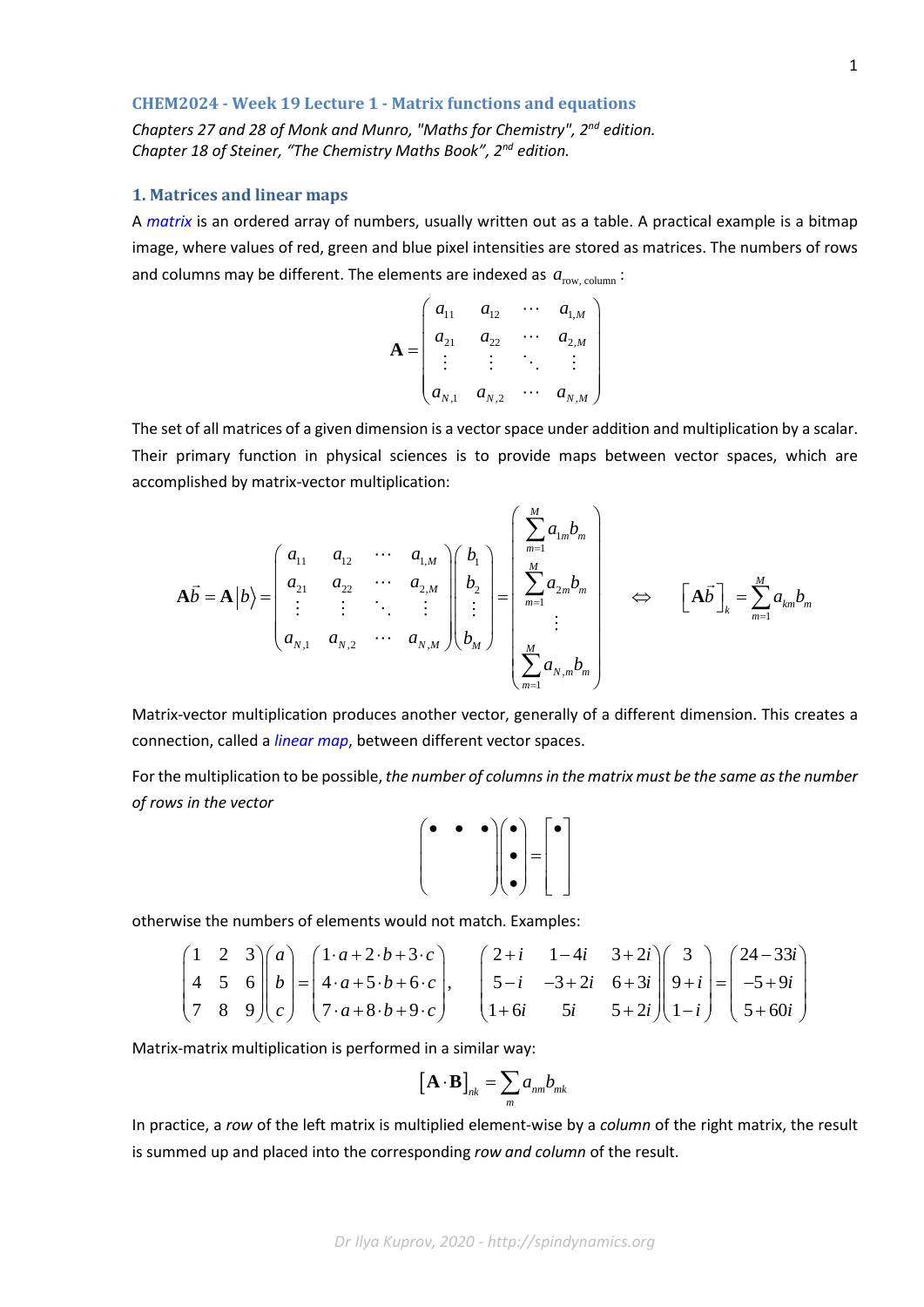## CHEM2024 - Week 19 Lecture 1 - Matrix functions and equations

*Chapters 27 and 28 of Monk and Munro, "Maths for Chemistry", 2nd edition.*
*Chapter 18 of Steiner, "The Chemistry Maths Book", 2nd edition.*

### 1. Matrices and linear maps

A *matrix* is an ordered array of numbers, usually written out as a table. A practical example is a bitmap image, where values of red, green and blue pixel intensities are stored as matrices. The numbers of rows and columns may be different. The elements are indexed as $a_{\text{row, column}}$:

$$\mathbf{A} = \begin{pmatrix} a_{11} & a_{12} & \cdots & a_{1,M} \\ a_{21} & a_{22} & \cdots & a_{2,M} \\ \vdots & \vdots & \ddots & \vdots \\ a_{N,1} & a_{N,2} & \cdots & a_{N,M} \end{pmatrix}$$

The set of all matrices of a given dimension is a vector space under addition and multiplication by a scalar. Their primary function in physical sciences is to provide maps between vector spaces, which are accomplished by matrix-vector multiplication:

$$\mathbf{A}\vec{b} = \mathbf{A}|b\rangle = \begin{pmatrix} a_{11} & a_{12} & \cdots & a_{1,M} \\ a_{21} & a_{22} & \cdots & a_{2,M} \\ \vdots & \vdots & \ddots & \vdots \\ a_{N,1} & a_{N,2} & \cdots & a_{N,M} \end{pmatrix} \begin{pmatrix} b_1 \\ b_2 \\ \vdots \\ b_M \end{pmatrix} = \begin{pmatrix} \sum_{m=1}^{M} a_{1m} b_m \\ \sum_{m=1}^{M} a_{2m} b_m \\ \vdots \\ \sum_{m=1}^{M} a_{N,m} b_m \end{pmatrix} \quad \Leftrightarrow \quad \left[\mathbf{A}\vec{b}\right]_k = \sum_{m=1}^{M} a_{km} b_m$$

Matrix-vector multiplication produces another vector, generally of a different dimension. This creates a connection, called a *linear map*, between different vector spaces.

For the multiplication to be possible, *the number of columns in the matrix must be the same as the number of rows in the vector*

$$\begin{pmatrix} \bullet & \bullet & \bullet \\ & & \\ & & \end{pmatrix} \begin{pmatrix} \bullet \\ \bullet \\ \bullet \end{pmatrix} = \begin{bmatrix} \bullet \\ \\ \end{bmatrix}$$

otherwise the numbers of elements would not match. Examples:

$$\begin{pmatrix} 1 & 2 & 3 \\ 4 & 5 & 6 \\ 7 & 8 & 9 \end{pmatrix} \begin{pmatrix} a \\ b \\ c \end{pmatrix} = \begin{pmatrix} 1\cdot a + 2\cdot b + 3\cdot c \\ 4\cdot a + 5\cdot b + 6\cdot c \\ 7\cdot a + 8\cdot b + 9\cdot c \end{pmatrix}, \qquad \begin{pmatrix} 2+i & 1-4i & 3+2i \\ 5-i & -3+2i & 6+3i \\ 1+6i & 5i & 5+2i \end{pmatrix} \begin{pmatrix} 3 \\ 9+i \\ 1-i \end{pmatrix} = \begin{pmatrix} 24-33i \\ -5+9i \\ 5+60i \end{pmatrix}$$

Matrix-matrix multiplication is performed in a similar way:

$$\left[\mathbf{A}\cdot\mathbf{B}\right]_{nk} = \sum_m a_{nm} b_{mk}$$

In practice, a *row* of the left matrix is multiplied element-wise by a *column* of the right matrix, the result is summed up and placed into the corresponding *row and column* of the result.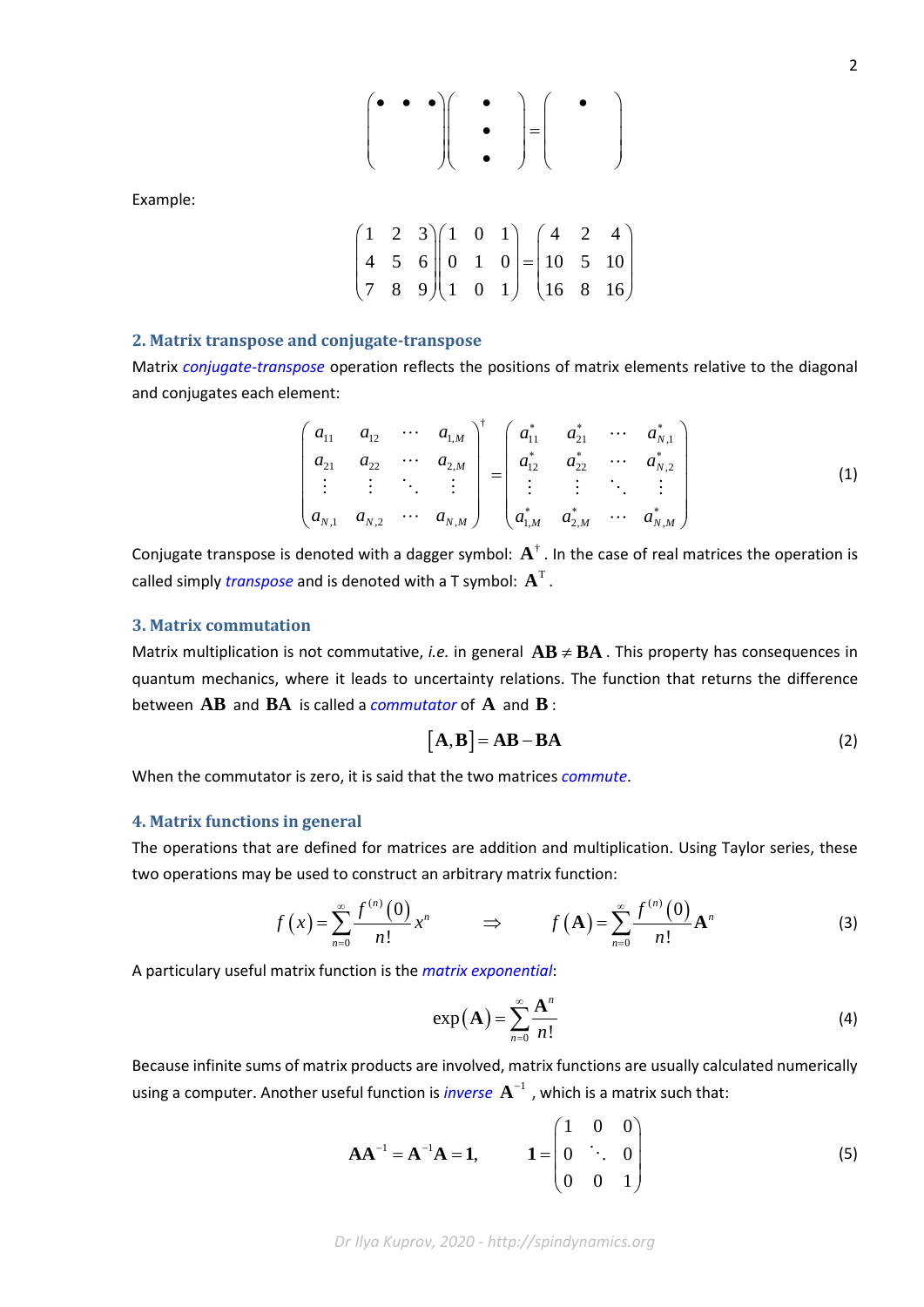$$
\begin{pmatrix} \bullet & \bullet & \bullet \\ & & \\ & & \end{pmatrix}
\begin{pmatrix} \bullet \\ \bullet \\ \bullet \end{pmatrix}
=
\begin{pmatrix} \bullet \\ \\ \end{pmatrix}
$$

Example:

$$
\begin{pmatrix} 1 & 2 & 3 \\ 4 & 5 & 6 \\ 7 & 8 & 9 \end{pmatrix}
\begin{pmatrix} 1 & 0 & 1 \\ 0 & 1 & 0 \\ 1 & 0 & 1 \end{pmatrix}
=
\begin{pmatrix} 4 & 2 & 4 \\ 10 & 5 & 10 \\ 16 & 8 & 16 \end{pmatrix}
$$

### 2. Matrix transpose and conjugate-transpose

Matrix *conjugate-transpose* operation reflects the positions of matrix elements relative to the diagonal and conjugates each element:

$$
\begin{pmatrix} a_{11} & a_{12} & \cdots & a_{1,M} \\ a_{21} & a_{22} & \cdots & a_{2,M} \\ \vdots & \vdots & \ddots & \vdots \\ a_{N,1} & a_{N,2} & \cdots & a_{N,M} \end{pmatrix}^{\dagger}
=
\begin{pmatrix} a_{11}^{*} & a_{21}^{*} & \cdots & a_{N,1}^{*} \\ a_{12}^{*} & a_{22}^{*} & \cdots & a_{N,2}^{*} \\ \vdots & \vdots & \ddots & \vdots \\ a_{1,M}^{*} & a_{2,M}^{*} & \cdots & a_{N,M}^{*} \end{pmatrix}
\tag{1}
$$

Conjugate transpose is denoted with a dagger symbol: $\mathbf{A}^{\dagger}$. In the case of real matrices the operation is called simply *transpose* and is denoted with a T symbol: $\mathbf{A}^{\mathrm{T}}$.

### 3. Matrix commutation

Matrix multiplication is not commutative, *i.e.* in general $\mathbf{AB} \neq \mathbf{BA}$. This property has consequences in quantum mechanics, where it leads to uncertainty relations. The function that returns the difference between $\mathbf{AB}$ and $\mathbf{BA}$ is called a *commutator* of $\mathbf{A}$ and $\mathbf{B}$:

$$
\left[\mathbf{A},\mathbf{B}\right] = \mathbf{AB} - \mathbf{BA}
\tag{2}
$$

When the commutator is zero, it is said that the two matrices *commute*.

### 4. Matrix functions in general

The operations that are defined for matrices are addition and multiplication. Using Taylor series, these two operations may be used to construct an arbitrary matrix function:

$$
f(x) = \sum_{n=0}^{\infty} \frac{f^{(n)}(0)}{n!} x^{n} \qquad \Rightarrow \qquad f(\mathbf{A}) = \sum_{n=0}^{\infty} \frac{f^{(n)}(0)}{n!} \mathbf{A}^{n}
\tag{3}
$$

A particulary useful matrix function is the *matrix exponential*:

$$
\exp(\mathbf{A}) = \sum_{n=0}^{\infty} \frac{\mathbf{A}^{n}}{n!}
\tag{4}
$$

Because infinite sums of matrix products are involved, matrix functions are usually calculated numerically using a computer. Another useful function is *inverse* $\mathbf{A}^{-1}$, which is a matrix such that:

$$
\mathbf{A}\mathbf{A}^{-1} = \mathbf{A}^{-1}\mathbf{A} = \mathbf{1}, \qquad \mathbf{1} = \begin{pmatrix} 1 & 0 & 0 \\ 0 & \ddots & 0 \\ 0 & 0 & 1 \end{pmatrix}
\tag{5}
$$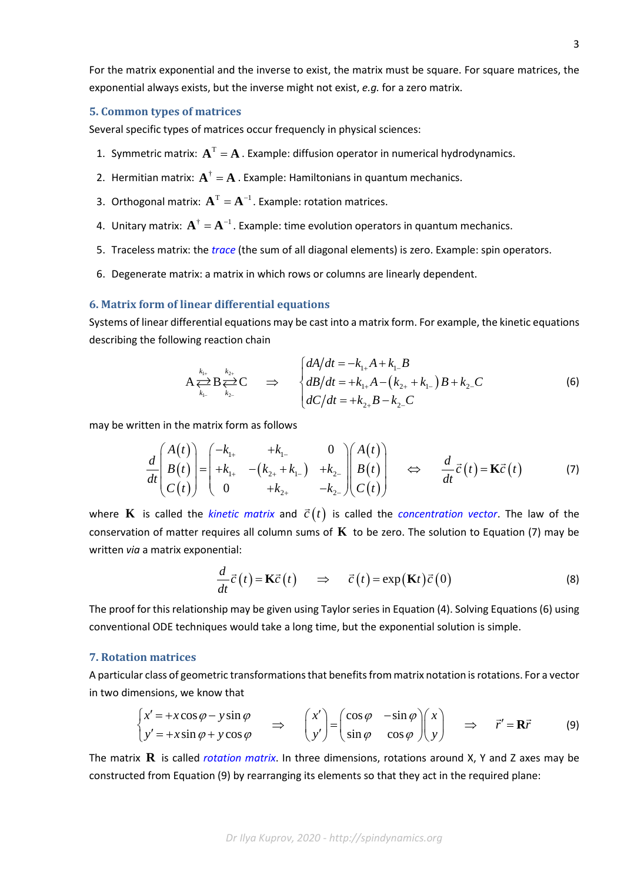For the matrix exponential and the inverse to exist, the matrix must be square. For square matrices, the exponential always exists, but the inverse might not exist, *e.g.* for a zero matrix.

### 5. Common types of matrices

Several specific types of matrices occur frequengly in physical sciences:

1. Symmetric matrix: $\mathbf{A}^{\mathrm{T}}=\mathbf{A}$. Example: diffusion operator in numerical hydrodynamics.
2. Hermitian matrix: $\mathbf{A}^{\dagger}=\mathbf{A}$. Example: Hamiltonians in quantum mechanics.
3. Orthogonal matrix: $\mathbf{A}^{\mathrm{T}}=\mathbf{A}^{-1}$. Example: rotation matrices.
4. Unitary matrix: $\mathbf{A}^{\dagger}=\mathbf{A}^{-1}$. Example: time evolution operators in quantum mechanics.
5. Traceless matrix: the *trace* (the sum of all diagonal elements) is zero. Example: spin operators.
6. Degenerate matrix: a matrix in which rows or columns are linearly dependent.

### 6. Matrix form of linear differential equations

Systems of linear differential equations may be cast into a matrix form. For example, the kinetic equations describing the following reaction chain

$$\mathrm{A}\underset{k_{1-}}{\overset{k_{1+}}{\rightleftarrows}}\mathrm{B}\underset{k_{2-}}{\overset{k_{2+}}{\rightleftarrows}}\mathrm{C} \quad \Rightarrow \quad \begin{cases} dA/dt=-k_{1+}A+k_{1-}B \\ dB/dt=+k_{1+}A-\left(k_{2+}+k_{1-}\right)B+k_{2-}C \\ dC/dt=+k_{2+}B-k_{2-}C \end{cases} \tag{6}$$

may be written in the matrix form as follows

$$\frac{d}{dt}\begin{pmatrix} A(t) \\ B(t) \\ C(t) \end{pmatrix}=\begin{pmatrix} -k_{1+} & +k_{1-} & 0 \\ +k_{1+} & -\left(k_{2+}+k_{1-}\right) & +k_{2-} \\ 0 & +k_{2+} & -k_{2-} \end{pmatrix}\begin{pmatrix} A(t) \\ B(t) \\ C(t) \end{pmatrix} \quad \Leftrightarrow \quad \frac{d}{dt}\vec{c}(t)=\mathbf{K}\vec{c}(t) \tag{7}$$

where $\mathbf{K}$ is called the *kinetic matrix* and $\vec{c}(t)$ is called the *concentration vector*. The law of the conservation of matter requires all column sums of $\mathbf{K}$ to be zero. The solution to Equation (7) may be written *via* a matrix exponential:

$$\frac{d}{dt}\vec{c}(t)=\mathbf{K}\vec{c}(t) \quad \Rightarrow \quad \vec{c}(t)=\exp(\mathbf{K}t)\vec{c}(0) \tag{8}$$

The proof for this relationship may be given using Taylor series in Equation (4). Solving Equations (6) using conventional ODE techniques would take a long time, but the exponential solution is simple.

### 7. Rotation matrices

A particular class of geometric transformations that benefits from matrix notation is rotations. For a vector in two dimensions, we know that

$$\begin{cases} x'=+x\cos\varphi-y\sin\varphi \\ y'=+x\sin\varphi+y\cos\varphi \end{cases} \quad \Rightarrow \quad \begin{pmatrix} x' \\ y' \end{pmatrix}=\begin{pmatrix} \cos\varphi & -\sin\varphi \\ \sin\varphi & \cos\varphi \end{pmatrix}\begin{pmatrix} x \\ y \end{pmatrix} \quad \Rightarrow \quad \vec{r}\,'=\mathbf{R}\vec{r} \tag{9}$$

The matrix $\mathbf{R}$ is called *rotation matrix*. In three dimensions, rotations around X, Y and Z axes may be constructed from Equation (9) by rearranging its elements so that they act in the required plane: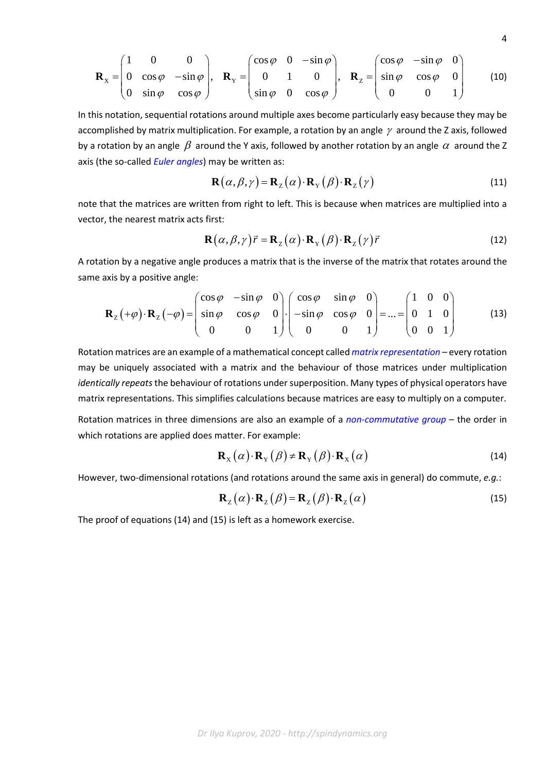$$\mathbf{R}_{\mathrm{X}}=\begin{pmatrix}1 & 0 & 0\\ 0 & \cos\varphi & -\sin\varphi\\ 0 & \sin\varphi & \cos\varphi\end{pmatrix},\quad \mathbf{R}_{\mathrm{Y}}=\begin{pmatrix}\cos\varphi & 0 & -\sin\varphi\\ 0 & 1 & 0\\ \sin\varphi & 0 & \cos\varphi\end{pmatrix},\quad \mathbf{R}_{\mathrm{Z}}=\begin{pmatrix}\cos\varphi & -\sin\varphi & 0\\ \sin\varphi & \cos\varphi & 0\\ 0 & 0 & 1\end{pmatrix} \tag{10}$$

In this notation, sequential rotations around multiple axes become particularly easy because they may be accomplished by matrix multiplication. For example, a rotation by an angle $\gamma$ around the Z axis, followed by a rotation by an angle $\beta$ around the Y axis, followed by another rotation by an angle $\alpha$ around the Z axis (the so-called *Euler angles*) may be written as:

$$\mathbf{R}(\alpha,\beta,\gamma)=\mathbf{R}_{\mathrm{Z}}(\alpha)\cdot\mathbf{R}_{\mathrm{Y}}(\beta)\cdot\mathbf{R}_{\mathrm{Z}}(\gamma) \tag{11}$$

note that the matrices are written from right to left. This is because when matrices are multiplied into a vector, the nearest matrix acts first:

$$\mathbf{R}(\alpha,\beta,\gamma)\vec{r}=\mathbf{R}_{\mathrm{Z}}(\alpha)\cdot\mathbf{R}_{\mathrm{Y}}(\beta)\cdot\mathbf{R}_{\mathrm{Z}}(\gamma)\vec{r} \tag{12}$$

A rotation by a negative angle produces a matrix that is the inverse of the matrix that rotates around the same axis by a positive angle:

$$\mathbf{R}_{\mathrm{Z}}(+\varphi)\cdot\mathbf{R}_{\mathrm{Z}}(-\varphi)=\begin{pmatrix}\cos\varphi & -\sin\varphi & 0\\ \sin\varphi & \cos\varphi & 0\\ 0 & 0 & 1\end{pmatrix}\cdot\begin{pmatrix}\cos\varphi & \sin\varphi & 0\\ -\sin\varphi & \cos\varphi & 0\\ 0 & 0 & 1\end{pmatrix}=\ldots=\begin{pmatrix}1 & 0 & 0\\ 0 & 1 & 0\\ 0 & 0 & 1\end{pmatrix} \tag{13}$$

Rotation matrices are an example of a mathematical concept called *matrix representation* – every rotation may be uniquely associated with a matrix and the behaviour of those matrices under multiplication *identically repeats* the behaviour of rotations under superposition. Many types of physical operators have matrix representations. This simplifies calculations because matrices are easy to multiply on a computer.

Rotation matrices in three dimensions are also an example of a *non-commutative group* – the order in which rotations are applied does matter. For example:

$$\mathbf{R}_{\mathrm{X}}(\alpha)\cdot\mathbf{R}_{\mathrm{Y}}(\beta)\neq\mathbf{R}_{\mathrm{Y}}(\beta)\cdot\mathbf{R}_{\mathrm{X}}(\alpha) \tag{14}$$

However, two-dimensional rotations (and rotations around the same axis in general) do commute, *e.g.*:

$$\mathbf{R}_{\mathrm{Z}}(\alpha)\cdot\mathbf{R}_{\mathrm{Z}}(\beta)=\mathbf{R}_{\mathrm{Z}}(\beta)\cdot\mathbf{R}_{\mathrm{Z}}(\alpha) \tag{15}$$

The proof of equations (14) and (15) is left as a homework exercise.